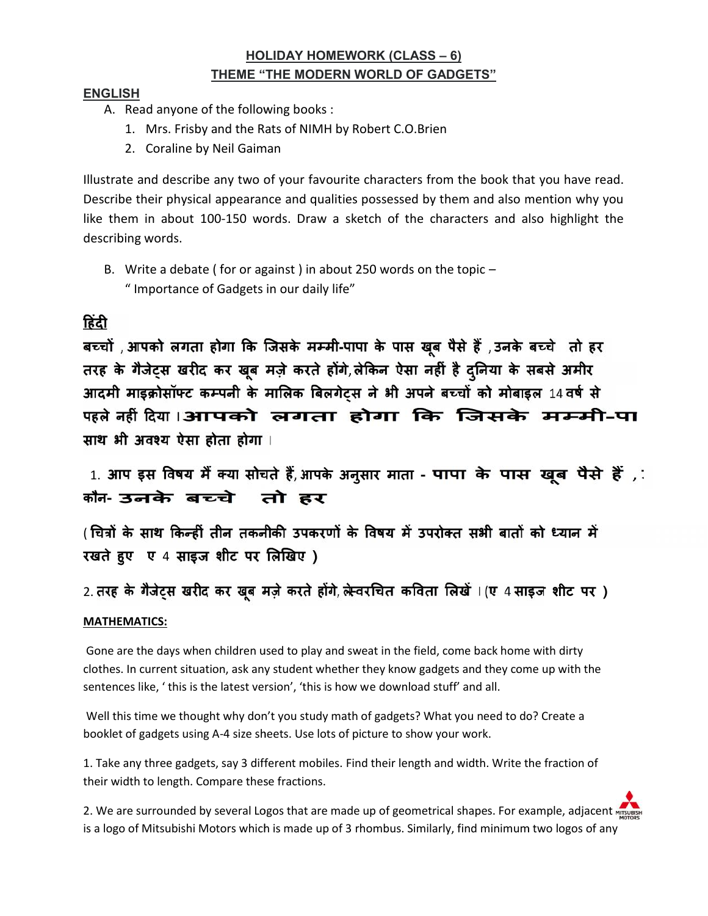**HOLIDAY HOMEWORK (CLASS – 6)**
**THEME "THE MODERN WORLD OF GADGETS"**

**ENGLISH**

A. Read anyone of the following books :
   1. Mrs. Frisby and the Rats of NIMH by Robert C.O.Brien
   2. Coraline by Neil Gaiman

Illustrate and describe any two of your favourite characters from the book that you have read. Describe their physical appearance and qualities possessed by them and also mention why you like them in about 100-150 words. Draw a sketch of the characters and also highlight the describing words.

B. Write a debate ( for or against ) in about 250 words on the topic – " Importance of Gadgets in our daily life"

**हिंदी**

**बच्चों , आपको लगता होगा कि जिसके मम्मी-पापा के पास खूब पैसे हैं , उनके बच्चे तो हर तरह के गैजेट्स खरीद कर खूब मज़े करते होंगे, लेकिन ऐसा नहीं है दुनिया के सबसे अमीर आदमी माइक्रोसॉफ्ट कम्पनी के मालिक बिलगेट्स ने भी अपने बच्चों को मोबाइल 14 वर्ष से पहले नहीं दिया । आपको लगता होगा कि जिसके मम्मी-पा साथ भी अवश्य ऐसा होता होगा ।**

1. **आप इस विषय में क्या सोचते हैं, आपके अनुसार माता - पापा के पास खूब पैसे हैं , : कौन- उनके बच्चे तो हर**

**( चित्रों के साथ किन्हीं तीन तकनीकी उपकरणों के विषय में उपरोक्त सभी बातों को ध्यान में रखते हुए ए 4 साइज शीट पर लिखिए )**

2. **तरह के गैजेट्स खरीद कर खूब मज़े करते होंगे, ले्स्वरचित कविता लिखें । (ए 4 साइज़ शीट पर )**

**MATHEMATICS:**

Gone are the days when children used to play and sweat in the field, come back home with dirty clothes. In current situation, ask any student whether they know gadgets and they come up with the sentences like, ' this is the latest version', 'this is how we download stuff' and all.

Well this time we thought why don't you study math of gadgets? What you need to do? Create a booklet of gadgets using A-4 size sheets. Use lots of picture to show your work.

1. Take any three gadgets, say 3 different mobiles. Find their length and width. Write the fraction of their width to length. Compare these fractions.

2. We are surrounded by several Logos that are made up of geometrical shapes. For example, adjacent is a logo of Mitsubishi Motors which is made up of 3 rhombus. Similarly, find minimum two logos of any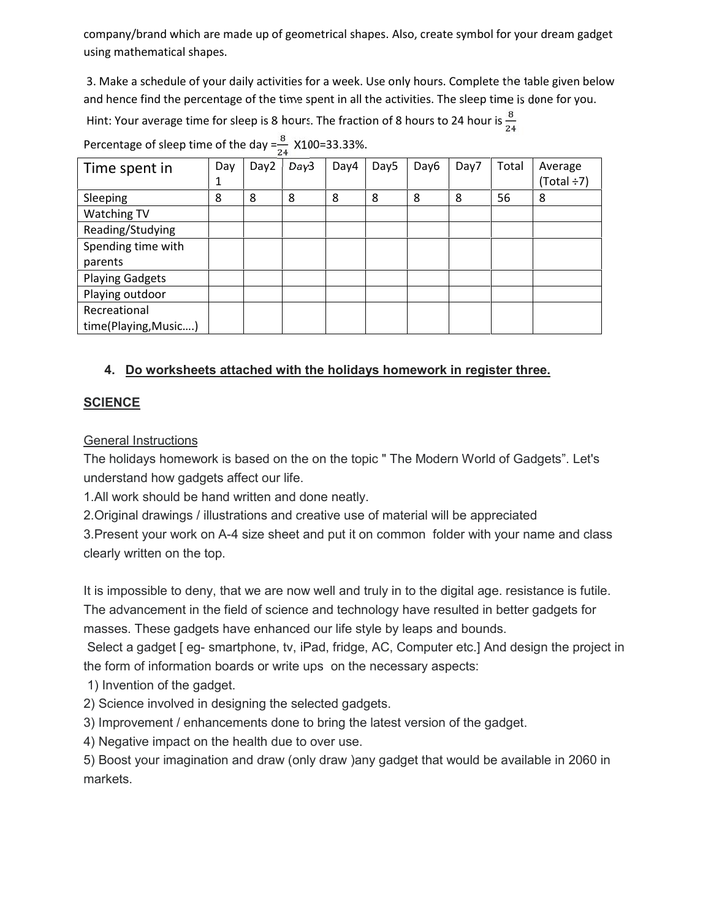company/brand which are made up of geometrical shapes. Also, create symbol for your dream gadget using mathematical shapes.

3. Make a schedule of your daily activities for a week. Use only hours. Complete the table given below and hence find the percentage of the time spent in all the activities. The sleep time is done for you.

Hint: Your average time for sleep is 8 hours. The fraction of 8 hours to 24 hour is $\frac{8}{24}$

Percentage of sleep time of the day $=\frac{8}{24}$ X100=33.33%.

| Time spent in | Day 1 | Day2 | Day3 | Day4 | Day5 | Day6 | Day7 | Total | Average (Total ÷7) |
|---|---|---|---|---|---|---|---|---|---|
| Sleeping | 8 | 8 | 8 | 8 | 8 | 8 | 8 | 56 | 8 |
| Watching TV | | | | | | | | | |
| Reading/Studying | | | | | | | | | |
| Spending time with parents | | | | | | | | | |
| Playing Gadgets | | | | | | | | | |
| Playing outdoor | | | | | | | | | |
| Recreational time(Playing,Music....) | | | | | | | | | |

4. **Do worksheets attached with the holidays homework in register three.**

## SCIENCE

General Instructions

The holidays homework is based on the on the topic " The Modern World of Gadgets". Let's understand how gadgets affect our life.

1.All work should be hand written and done neatly.

2.Original drawings / illustrations and creative use of material will be appreciated

3.Present your work on A-4 size sheet and put it on common folder with your name and class clearly written on the top.

It is impossible to deny, that we are now well and truly in to the digital age. resistance is futile. The advancement in the field of science and technology have resulted in better gadgets for masses. These gadgets have enhanced our life style by leaps and bounds.

Select a gadget [ eg- smartphone, tv, iPad, fridge, AC, Computer etc.] And design the project in the form of information boards or write ups on the necessary aspects:

1) Invention of the gadget.
2) Science involved in designing the selected gadgets.
3) Improvement / enhancements done to bring the latest version of the gadget.
4) Negative impact on the health due to over use.
5) Boost your imagination and draw (only draw )any gadget that would be available in 2060 in markets.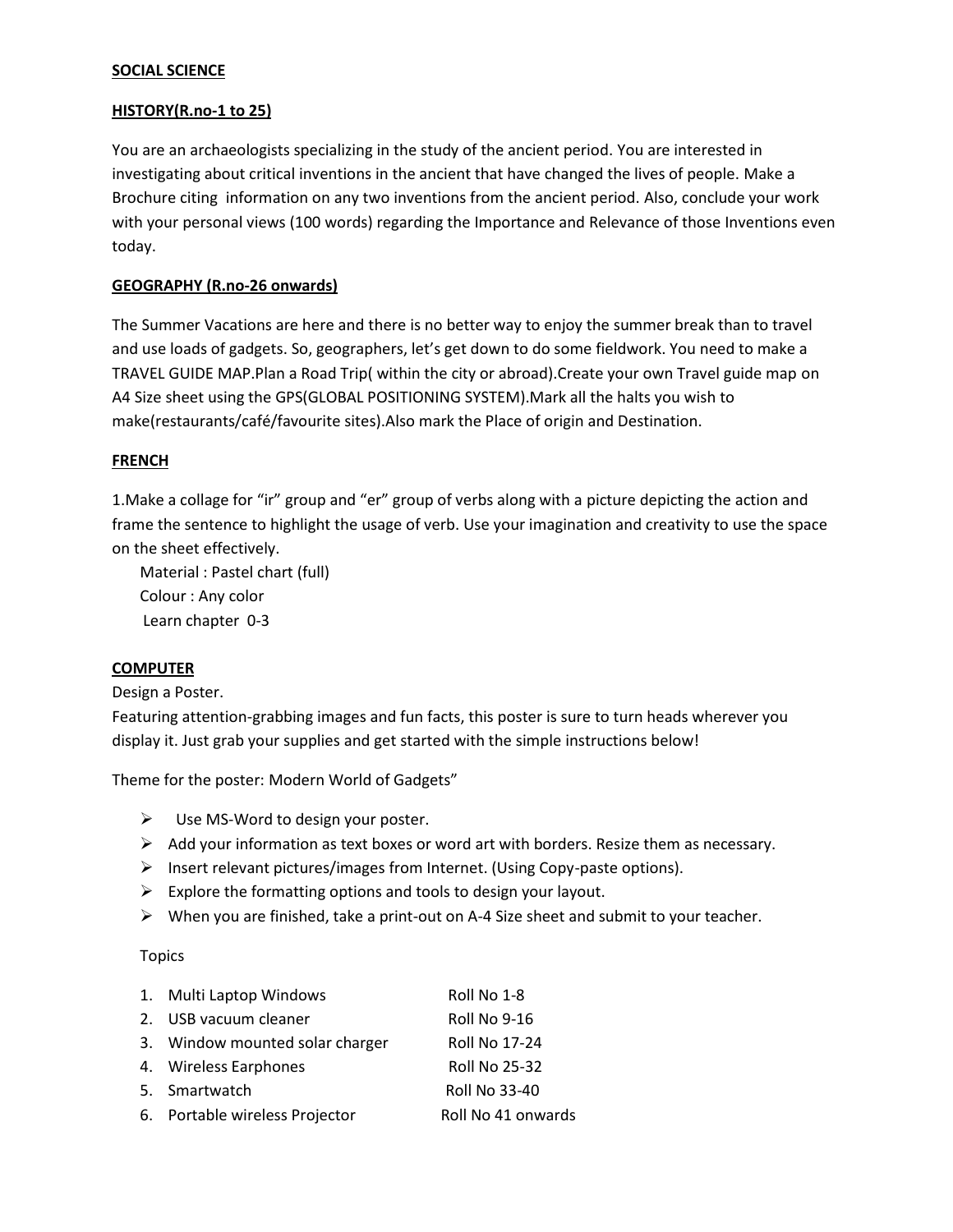**SOCIAL SCIENCE**

**HISTORY(R.no-1 to 25)**

You are an archaeologists specializing in the study of the ancient period. You are interested in investigating about critical inventions in the ancient that have changed the lives of people. Make a Brochure citing information on any two inventions from the ancient period. Also, conclude your work with your personal views (100 words) regarding the Importance and Relevance of those Inventions even today.

**GEOGRAPHY (R.no-26 onwards)**

The Summer Vacations are here and there is no better way to enjoy the summer break than to travel and use loads of gadgets. So, geographers, let's get down to do some fieldwork. You need to make a TRAVEL GUIDE MAP.Plan a Road Trip( within the city or abroad).Create your own Travel guide map on A4 Size sheet using the GPS(GLOBAL POSITIONING SYSTEM).Mark all the halts you wish to make(restaurants/café/favourite sites).Also mark the Place of origin and Destination.

**FRENCH**

1.Make a collage for "ir" group and "er" group of verbs along with a picture depicting the action and frame the sentence to highlight the usage of verb. Use your imagination and creativity to use the space on the sheet effectively.

Material : Pastel chart (full)
Colour : Any color
Learn chapter 0-3

**COMPUTER**

Design a Poster.

Featuring attention-grabbing images and fun facts, this poster is sure to turn heads wherever you display it. Just grab your supplies and get started with the simple instructions below!

Theme for the poster: Modern World of Gadgets"

- Use MS-Word to design your poster.
- Add your information as text boxes or word art with borders. Resize them as necessary.
- Insert relevant pictures/images from Internet. (Using Copy-paste options).
- Explore the formatting options and tools to design your layout.
- When you are finished, take a print-out on A-4 Size sheet and submit to your teacher.

Topics

| | Topic | Roll No |
|---|---|---|
| 1. | Multi Laptop Windows | Roll No 1-8 |
| 2. | USB vacuum cleaner | Roll No 9-16 |
| 3. | Window mounted solar charger | Roll No 17-24 |
| 4. | Wireless Earphones | Roll No 25-32 |
| 5. | Smartwatch | Roll No 33-40 |
| 6. | Portable wireless Projector | Roll No 41 onwards |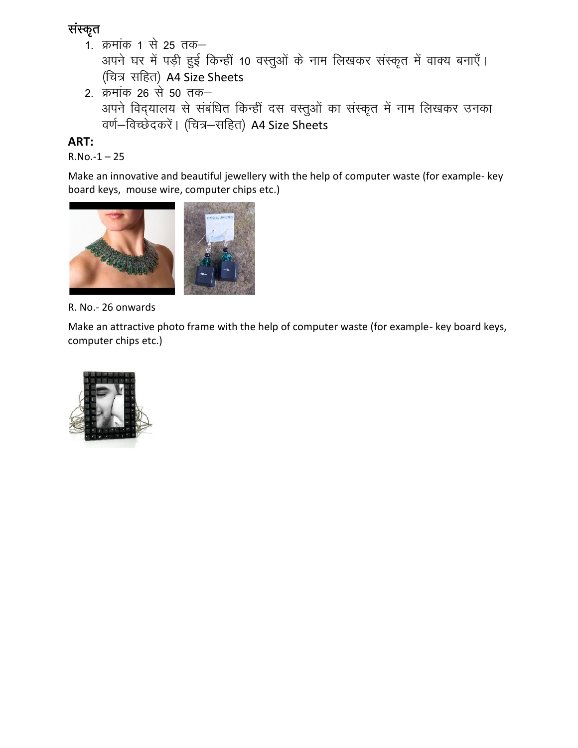## संस्कृत

1. क्रमांक 1 से 25 तक–
   अपने घर में पड़ी हुई किन्हीं 10 वस्तुओं के नाम लिखकर संस्कृत में वाक्य बनाएँ। (चित्र सहित) A4 Size Sheets
2. क्रमांक 26 से 50 तक–
   अपने विद्यालय से संबंधित किन्हीं दस वस्तुओं का संस्कृत में नाम लिखकर उनका वर्ण–विच्छेदकरें। (चित्र–सहित) A4 Size Sheets

## ART:

R.No.-1 – 25

Make an innovative and beautiful jewellery with the help of computer waste (for example- key board keys, mouse wire, computer chips etc.)

R. No.- 26 onwards

Make an attractive photo frame with the help of computer waste (for example- key board keys, computer chips etc.)